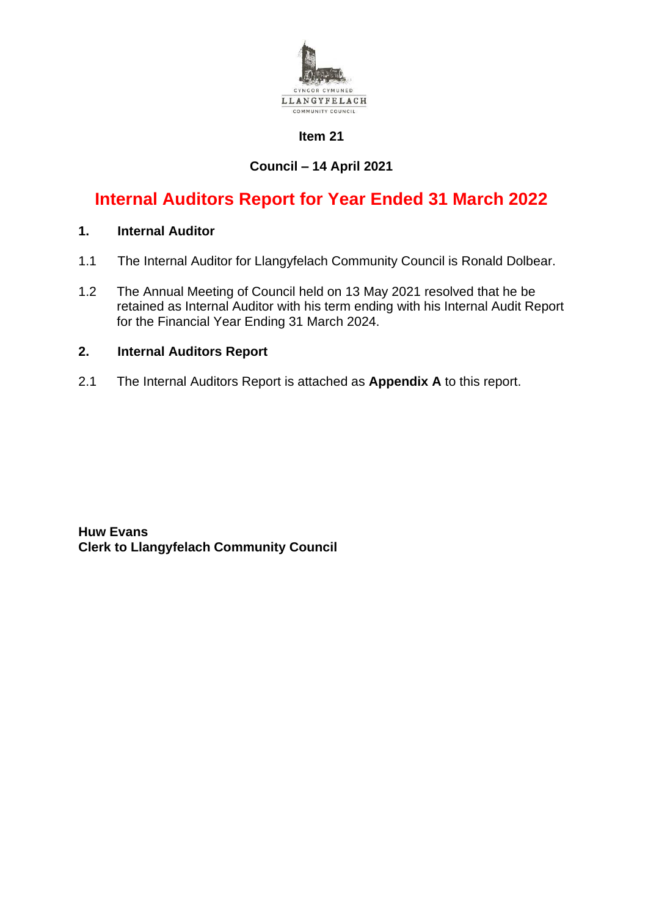CYNGOR CYMUNED
LLANGYFELACH
COMMUNITY COUNCIL

**Item 21**

**Council – 14 April 2021**

# Internal Auditors Report for Year Ended 31 March 2022

## 1. Internal Auditor

1.1 The Internal Auditor for Llangyfelach Community Council is Ronald Dolbear.

1.2 The Annual Meeting of Council held on 13 May 2021 resolved that he be retained as Internal Auditor with his term ending with his Internal Audit Report for the Financial Year Ending 31 March 2024.

## 2. Internal Auditors Report

2.1 The Internal Auditors Report is attached as **Appendix A** to this report.

**Huw Evans**
**Clerk to Llangyfelach Community Council**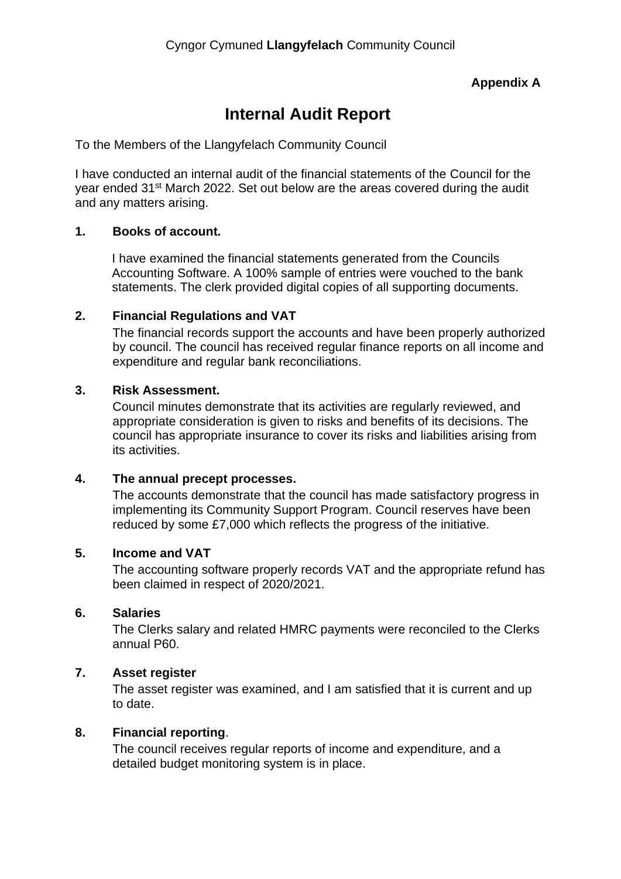Cyngor Cymuned **Llangyfelach** Community Council

**Appendix A**

# Internal Audit Report

To the Members of the Llangyfelach Community Council

I have conducted an internal audit of the financial statements of the Council for the year ended 31st March 2022. Set out below are the areas covered during the audit and any matters arising.

**1. Books of account.**

I have examined the financial statements generated from the Councils Accounting Software. A 100% sample of entries were vouched to the bank statements. The clerk provided digital copies of all supporting documents.

**2. Financial Regulations and VAT**

The financial records support the accounts and have been properly authorized by council. The council has received regular finance reports on all income and expenditure and regular bank reconciliations.

**3. Risk Assessment.**

Council minutes demonstrate that its activities are regularly reviewed, and appropriate consideration is given to risks and benefits of its decisions. The council has appropriate insurance to cover its risks and liabilities arising from its activities.

**4. The annual precept processes.**

The accounts demonstrate that the council has made satisfactory progress in implementing its Community Support Program. Council reserves have been reduced by some £7,000 which reflects the progress of the initiative.

**5. Income and VAT**

The accounting software properly records VAT and the appropriate refund has been claimed in respect of 2020/2021.

**6. Salaries**

The Clerks salary and related HMRC payments were reconciled to the Clerks annual P60.

**7. Asset register**

The asset register was examined, and I am satisfied that it is current and up to date.

**8. Financial reporting**.

The council receives regular reports of income and expenditure, and a detailed budget monitoring system is in place.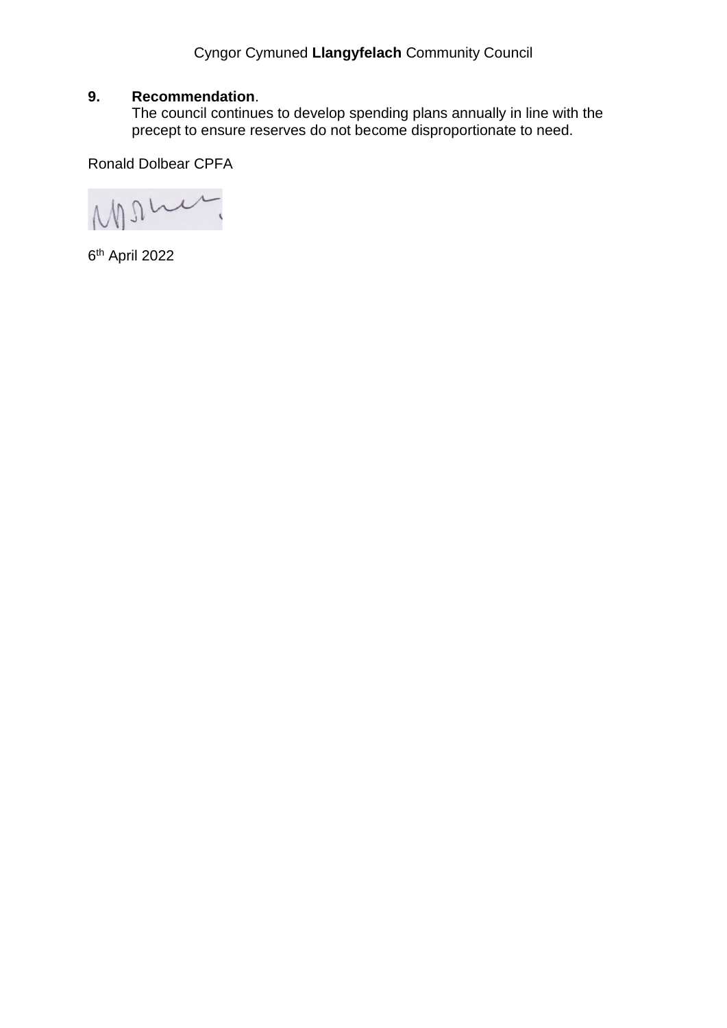Cyngor Cymuned **Llangyfelach** Community Council

**9. Recommendation**.
The council continues to develop spending plans annually in line with the precept to ensure reserves do not become disproportionate to need.

Ronald Dolbear CPFA

6th April 2022